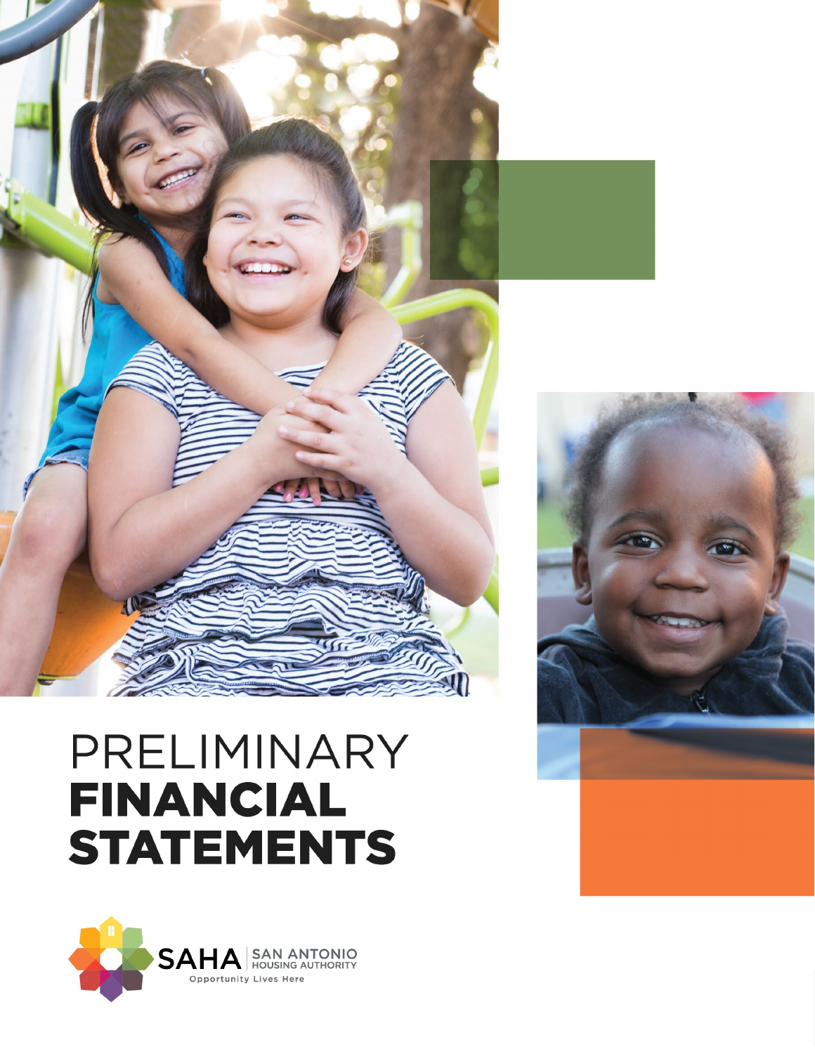# PRELIMINARY **FINANCIAL STATEMENTS**

SAHA | SAN ANTONIO HOUSING AUTHORITY

Opportunity Lives Here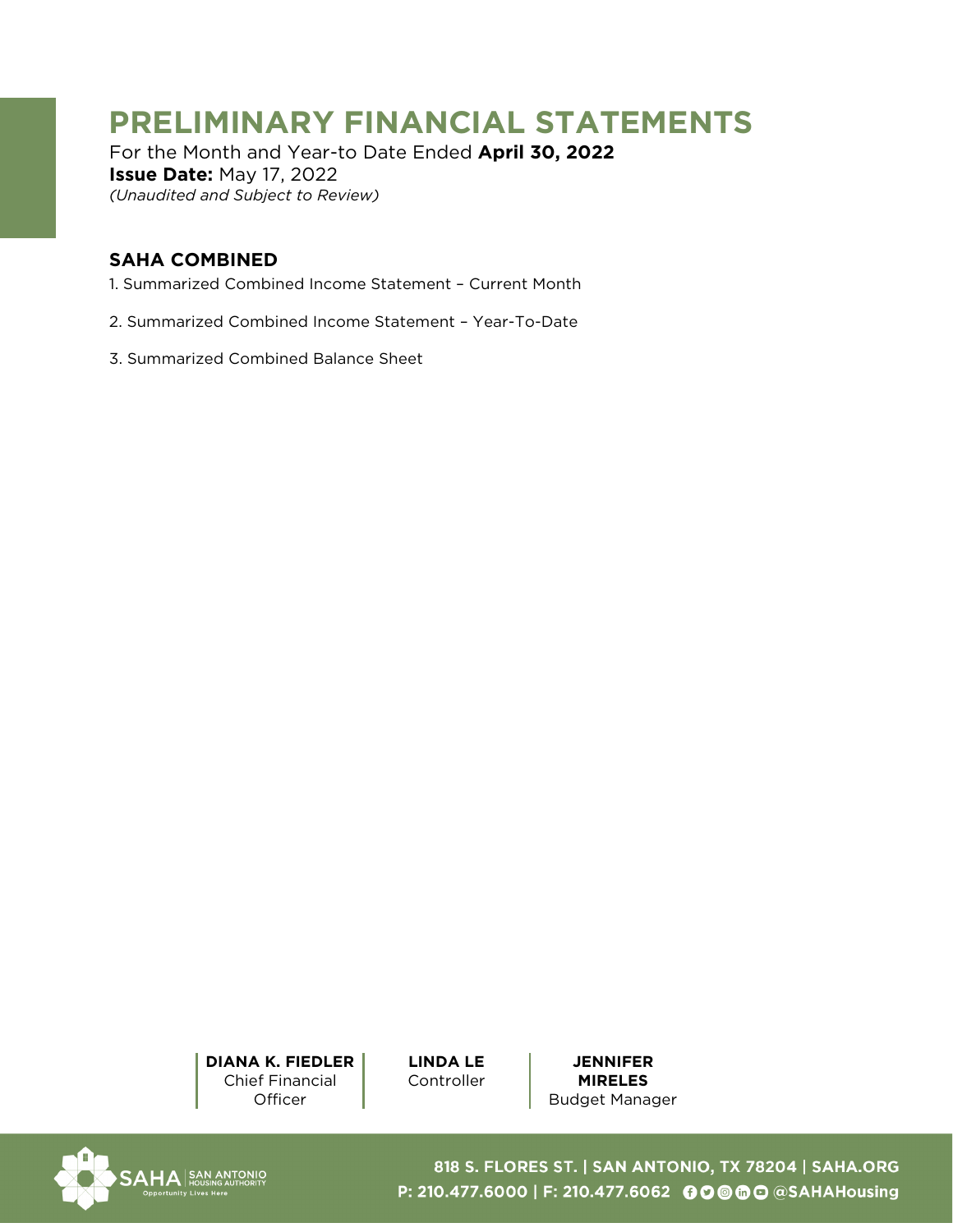# PRELIMINARY FINANCIAL STATEMENTS

For the Month and Year-to Date Ended **April 30, 2022**
**Issue Date:** May 17, 2022
*(Unaudited and Subject to Review)*

## SAHA COMBINED

1. Summarized Combined Income Statement – Current Month

2. Summarized Combined Income Statement – Year-To-Date

3. Summarized Combined Balance Sheet

**DIANA K. FIEDLER**
Chief Financial Officer

**LINDA LE**
Controller

**JENNIFER MIRELES**
Budget Manager

SAHA | SAN ANTONIO HOUSING AUTHORITY
Opportunity Lives Here

818 S. FLORES ST. | SAN ANTONIO, TX 78204 | SAHA.ORG
P: 210.477.6000 | F: 210.477.6062 @SAHAHousing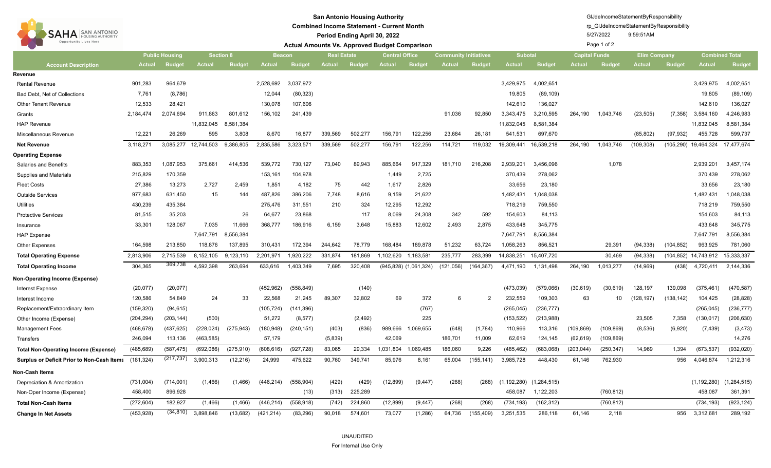# San Antonio Housing Authority

## Combined Income Statement - Current Month

### Period Ending April 30, 2022

### Actual Amounts Vs. Approved Budget Comparison

GlJdeIncomeStatementByResponsibility
rp_GlJdeIncomeStatementByResponsibility
5/27/2022 9:59:51AM

| Account Description | Public Housing | | Section 8 | | Beacon | | Real Estate | | Central Office | | Community Initiatives | | Subotal | | Capital Funds | | Elim Company | | Combined Total | |
|---|---|---|---|---|---|---|---|---|---|---|---|---|---|---|---|---|---|---|---|---|
| | Actual | Budget | Actual | Budget | Actual | Budget | Actual | Budget | Actual | Budget | Actual | Budget | Actual | Budget | Actual | Budget | Actual | Budget | Actual | Budget |
| **Revenue** | | | | | | | | | | | | | | | | | | | | |
| Rental Revenue | 901,283 | 964,679 | | | 2,528,692 | 3,037,972 | | | | | | | 3,429,975 | 4,002,651 | | | | | 3,429,975 | 4,002,651 |
| Bad Debt, Net of Collections | 7,761 | (8,786) | | | 12,044 | (80,323) | | | | | | | 19,805 | (89,109) | | | | | 19,805 | (89,109) |
| Other Tenant Revenue | 12,533 | 28,421 | | | 130,078 | 107,606 | | | | | | | 142,610 | 136,027 | | | | | 142,610 | 136,027 |
| Grants | 2,184,474 | 2,074,694 | 911,863 | 801,612 | 156,102 | 241,439 | | | | | 91,036 | 92,850 | 3,343,475 | 3,210,595 | 264,190 | 1,043,746 | (23,505) | (7,358) | 3,584,160 | 4,246,983 |
| HAP Revenue | | | 11,832,045 | 8,581,384 | | | | | | | | | 11,832,045 | 8,581,384 | | | | | 11,832,045 | 8,581,384 |
| Miscellaneous Revenue | 12,221 | 26,269 | 595 | 3,808 | 8,670 | 16,877 | 339,569 | 502,277 | 156,791 | 122,256 | 23,684 | 26,181 | 541,531 | 697,670 | | | (85,802) | (97,932) | 455,728 | 599,737 |
| **Net Revenue** | 3,118,271 | 3,085,277 | 12,744,503 | 9,386,805 | 2,835,586 | 3,323,571 | 339,569 | 502,277 | 156,791 | 122,256 | 114,721 | 119,032 | 19,309,441 | 16,539,218 | 264,190 | 1,043,746 | (109,308) | (105,290) | 19,464,324 | 17,477,674 |
| **Operating Expense** | | | | | | | | | | | | | | | | | | | | |
| Salaries and Benefits | 883,353 | 1,087,953 | 375,661 | 414,536 | 539,772 | 730,127 | 73,040 | 89,943 | 885,664 | 917,329 | 181,710 | 216,208 | 2,939,201 | 3,456,096 | | 1,078 | | | 2,939,201 | 3,457,174 |
| Supplies and Materials | 215,829 | 170,359 | | | 153,161 | 104,978 | | | 1,449 | 2,725 | | | 370,439 | 278,062 | | | | | 370,439 | 278,062 |
| Fleet Costs | 27,386 | 13,273 | 2,727 | 2,459 | 1,851 | 4,182 | 75 | 442 | 1,617 | 2,826 | | | 33,656 | 23,180 | | | | | 33,656 | 23,180 |
| Outside Services | 977,683 | 631,450 | 15 | 144 | 487,826 | 386,206 | 7,748 | 8,616 | 9,159 | 21,622 | | | 1,482,431 | 1,048,038 | | | | | 1,482,431 | 1,048,038 |
| Utilities | 430,239 | 435,384 | | | 275,476 | 311,551 | 210 | 324 | 12,295 | 12,292 | | | 718,219 | 759,550 | | | | | 718,219 | 759,550 |
| Protective Services | 81,515 | 35,203 | | 26 | 64,677 | 23,868 | | 117 | 8,069 | 24,308 | 342 | 592 | 154,603 | 84,113 | | | | | 154,603 | 84,113 |
| Insurance | 33,301 | 128,067 | 7,035 | 11,666 | 368,777 | 186,916 | 6,159 | 3,648 | 15,883 | 12,602 | 2,493 | 2,875 | 433,648 | 345,775 | | | | | 433,648 | 345,775 |
| HAP Expense | | | 7,647,791 | 8,556,384 | | | | | | | | | 7,647,791 | 8,556,384 | | | | | 7,647,791 | 8,556,384 |
| Other Expenses | 164,598 | 213,850 | 118,876 | 137,895 | 310,431 | 172,394 | 244,642 | 78,779 | 168,484 | 189,878 | 51,232 | 63,724 | 1,058,263 | 856,521 | | 29,391 | (94,338) | (104,852) | 963,925 | 781,060 |
| **Total Operating Expense** | 2,813,906 | 2,715,539 | 8,152,105 | 9,123,110 | 2,201,971 | 1,920,222 | 331,874 | 181,869 | 1,102,620 | 1,183,581 | 235,777 | 283,399 | 14,838,251 | 15,407,720 | | 30,469 | (94,338) | (104,852) | 14,743,912 | 15,333,337 |
| **Total Operating Income** | 304,365 | 369,738 | 4,592,398 | 263,694 | 633,616 | 1,403,349 | 7,695 | 320,408 | (945,828) | (1,061,324) | (121,056) | (164,367) | 4,471,190 | 1,131,498 | 264,190 | 1,013,277 | (14,969) | (438) | 4,720,411 | 2,144,336 |
| **Non-Operating Income (Expense)** | | | | | | | | | | | | | | | | | | | | |
| Interest Expense | (20,077) | (20,077) | | | (452,962) | (558,849) | | (140) | | | | | (473,039) | (579,066) | (30,619) | (30,619) | 128,197 | 139,098 | (375,461) | (470,587) |
| Interest Income | 120,586 | 54,849 | 24 | 33 | 22,568 | 21,245 | 89,307 | 32,802 | 69 | 372 | 6 | 2 | 232,559 | 109,303 | 63 | 10 | (128,197) | (138,142) | 104,425 | (28,828) |
| Replacement/Extraordinary Item | (159,320) | (94,615) | | | (105,724) | (141,396) | | | | (767) | | | (265,045) | (236,777) | | | | | (265,045) | (236,777) |
| Other Income (Expense) | (204,294) | (203,144) | (500) | | 51,272 | (8,577) | | (2,492) | | 225 | | | (153,522) | (213,988) | | | 23,505 | 7,358 | (130,017) | (206,630) |
| Management Fees | (468,678) | (437,625) | (228,024) | (275,943) | (180,948) | (240,151) | (403) | (836) | 989,666 | 1,069,655 | (648) | (1,784) | 110,966 | 113,316 | (109,869) | (109,869) | (8,536) | (6,920) | (7,439) | (3,473) |
| Transfers | 246,094 | 113,136 | (463,585) | | 57,179 | | (5,839) | | 42,069 | | 186,701 | 11,009 | 62,619 | 124,145 | (62,619) | (109,869) | | | | 14,276 |
| **Total Non-Operating Income (Expense)** | (485,689) | (587,475) | (692,086) | (275,910) | (608,616) | (927,728) | 83,065 | 29,334 | 1,031,804 | 1,069,485 | 186,060 | 9,226 | (485,462) | (683,068) | (203,044) | (250,347) | 14,969 | 1,394 | (673,537) | (932,020) |
| **Surplus or Deficit Prior to Non-Cash Items** | (181,324) | (217,737) | 3,900,313 | (12,216) | 24,999 | 475,622 | 90,760 | 349,741 | 85,976 | 8,161 | 65,004 | (155,141) | 3,985,728 | 448,430 | 61,146 | 762,930 | | 956 | 4,046,874 | 1,212,316 |
| **Non-Cash Items** | | | | | | | | | | | | | | | | | | | | |
| Depreciation & Amortization | (731,004) | (714,001) | (1,466) | (1,466) | (446,214) | (558,904) | (429) | (429) | (12,899) | (9,447) | (268) | (268) | (1,192,280) | (1,284,515) | | | | | (1,192,280) | (1,284,515) |
| Non-Oper Income (Expense) | 458,400 | 896,928 | | | | (13) | (313) | 225,289 | | | | | 458,087 | 1,122,203 | | (760,812) | | | 458,087 | 361,391 |
| **Total Non-Cash Items** | (272,604) | 182,927 | (1,466) | (1,466) | (446,214) | (558,918) | (742) | 224,860 | (12,899) | (9,447) | (268) | (268) | (734,193) | (162,312) | | (760,812) | | | (734,193) | (923,124) |
| **Change In Net Assets** | (453,928) | (34,810) | 3,898,846 | (13,682) | (421,214) | (83,296) | 90,018 | 574,601 | 73,077 | (1,286) | 64,736 | (155,409) | 3,251,535 | 286,118 | 61,146 | 2,118 | | 956 | 3,312,681 | 289,192 |

UNAUDITED
For Internal Use Only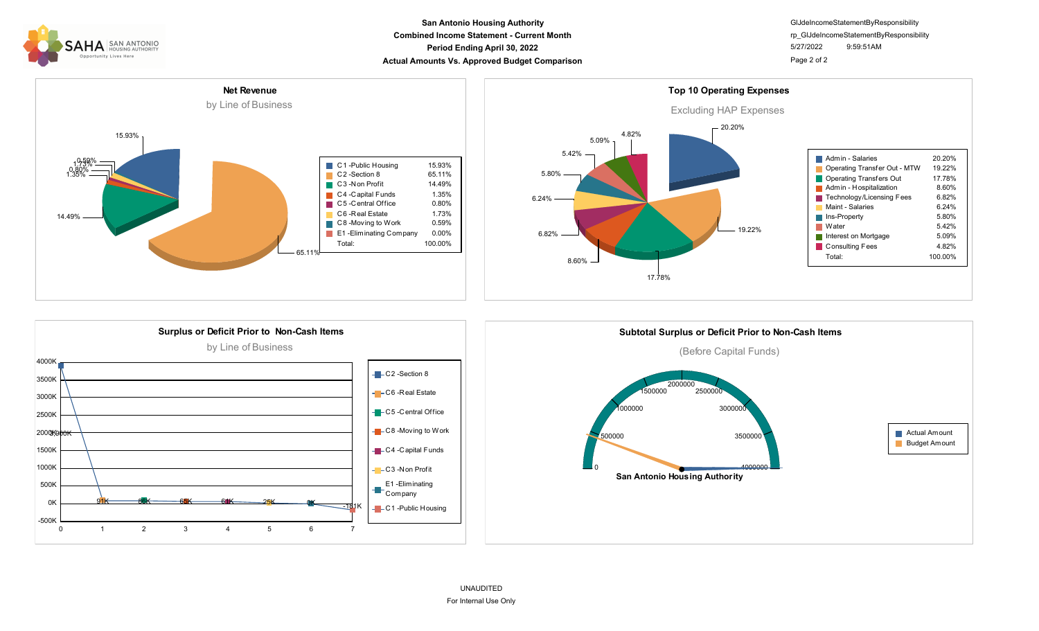# San Antonio Housing Authority

**Combined Income Statement - Current Month**

**Period Ending April 30, 2022**

**Actual Amounts Vs. Approved Budget Comparison**

GlJdeIncomeStatementByResponsibility
rp_GlJdeIncomeStatementByResponsibility
5/27/2022 9:59:51AM

## Net Revenue

by Line of Business

| Line of Business | % |
|---|---|
| C1 -Public Housing | 15.93% |
| C2 -Section 8 | 65.11% |
| C3 -Non Profit | 14.49% |
| C4 -Capital Funds | 1.35% |
| C5 -Central Office | 0.80% |
| C6 -Real Estate | 1.73% |
| C8 -Moving to Work | 0.59% |
| E1 -Eliminating Company | 0.00% |
| Total: | 100.00% |

## Top 10 Operating Expenses

Excluding HAP Expenses

| Expense | % |
|---|---|
| Admin - Salaries | 20.20% |
| Operating Transfer Out - MTW | 19.22% |
| Operating Transfers Out | 17.78% |
| Admin - Hospitalization | 8.60% |
| Technology/Licensing Fees | 6.82% |
| Maint - Salaries | 6.24% |
| Ins-Property | 5.80% |
| Water | 5.42% |
| Interest on Mortgage | 5.09% |
| Consulting Fees | 4.82% |
| Total: | 100.00% |

## Surplus or Deficit Prior to Non-Cash Items

by Line of Business

| Line of Business | Value |
|---|---|
| C2 -Section 8 | 3,900K |
| C6 -Real Estate | 91K |
| C5 -Central Office | 83K |
| C8 -Moving to Work | 65K |
| C4 -Capital Funds | 61K |
| C3 -Non Profit | 25K |
| E1 -Eliminating Company | 0K |
| C1 -Public Housing | -181K |

## Subtotal Surplus or Deficit Prior to Non-Cash Items

(Before Capital Funds)

San Antonio Housing Authority

- Actual Amount
- Budget Amount

UNAUDITED
For Internal Use Only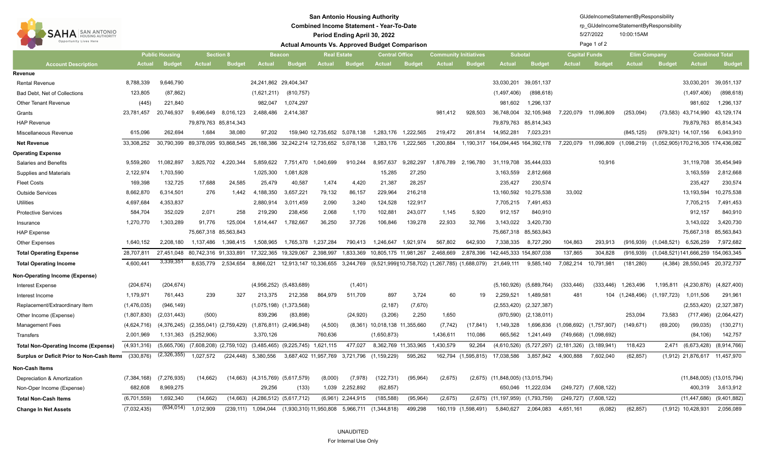# San Antonio Housing Authority

**Combined Income Statement - Year-To-Date**

**Period Ending April 30, 2022**

**Actual Amounts Vs. Approved Budget Comparison**

GlJdeIncomeStatementByResponsibility
rp_GlJdeIncomeStatementByResponsibility
5/27/2022 10:00:15AM

| | Public Housing | | Section 8 | | Beacon | | Real Estate | | Central Office | | Community Initiatives | | Subtotal | | Capital Funds | | Elim Company | | Combined Total | |
|---|---|---|---|---|---|---|---|---|---|---|---|---|---|---|---|---|---|---|---|---|
| **Account Description** | **Actual** | **Budget** | **Actual** | **Budget** | **Actual** | **Budget** | **Actual** | **Budget** | **Actual** | **Budget** | **Actual** | **Budget** | **Actual** | **Budget** | **Actual** | **Budget** | **Actual** | **Budget** | **Actual** | **Budget** |
| **Revenue** | | | | | | | | | | | | | | | | | | | | |
| Rental Revenue | 8,788,339 | 9,646,790 | | | 24,241,862 | 29,404,347 | | | | | | | 33,030,201 | 39,051,137 | | | | | 33,030,201 | 39,051,137 |
| Bad Debt, Net of Collections | 123,805 | (87,862) | | | (1,621,211) | (810,757) | | | | | | | (1,497,406) | (898,618) | | | | | (1,497,406) | (898,618) |
| Other Tenant Revenue | (445) | 221,840 | | | 982,047 | 1,074,297 | | | | | | | 981,602 | 1,296,137 | | | | | 981,602 | 1,296,137 |
| Grants | 23,781,457 | 20,746,937 | 9,496,649 | 8,016,123 | 2,488,486 | 2,414,387 | | | | | 981,412 | 928,503 | 36,748,004 | 32,105,948 | 7,220,079 | 11,096,809 | (253,094) | (73,583) | 43,714,990 | 43,129,174 |
| HAP Revenue | | | 79,879,763 | 85,814,343 | | | | | | | | | 79,879,763 | 85,814,343 | | | | | 79,879,763 | 85,814,343 |
| Miscellaneous Revenue | 615,096 | 262,694 | 1,684 | 38,080 | 97,202 | 159,940 | 12,735,652 | 5,078,138 | 1,283,176 | 1,222,565 | 219,472 | 261,814 | 14,952,281 | 7,023,231 | | | (845,125) | (979,321) | 14,107,156 | 6,043,910 |
| **Net Revenue** | 33,308,252 | 30,790,399 | 89,378,095 | 93,868,545 | 26,188,386 | 32,242,214 | 12,735,652 | 5,078,138 | 1,283,176 | 1,222,565 | 1,200,884 | 1,190,317 | 164,094,445 | 164,392,178 | 7,220,079 | 11,096,809 | (1,098,219) | (1,052,905) | 170,216,305 | 174,436,082 |
| **Operating Expense** | | | | | | | | | | | | | | | | | | | | |
| Salaries and Benefits | 9,559,260 | 11,082,897 | 3,825,702 | 4,220,344 | 5,859,622 | 7,751,470 | 1,040,699 | 910,244 | 8,957,637 | 9,282,297 | 1,876,789 | 2,196,780 | 31,119,708 | 35,444,033 | | 10,916 | | | 31,119,708 | 35,454,949 |
| Supplies and Materials | 2,122,974 | 1,703,590 | | | 1,025,300 | 1,081,828 | | | 15,285 | 27,250 | | | 3,163,559 | 2,812,668 | | | | | 3,163,559 | 2,812,668 |
| Fleet Costs | 169,398 | 132,725 | 17,688 | 24,585 | 25,479 | 40,587 | 1,474 | 4,420 | 21,387 | 28,257 | | | 235,427 | 230,574 | | | | | 235,427 | 230,574 |
| Outside Services | 8,662,870 | 6,314,501 | 276 | 1,442 | 4,188,350 | 3,657,221 | 79,132 | 86,157 | 229,964 | 216,218 | | | 13,160,592 | 10,275,538 | 33,002 | | | | 13,193,594 | 10,275,538 |
| Utilities | 4,697,684 | 4,353,837 | | | 2,880,914 | 3,011,459 | 2,090 | 3,240 | 124,528 | 122,917 | | | 7,705,215 | 7,491,453 | | | | | 7,705,215 | 7,491,453 |
| Protective Services | 584,704 | 352,029 | 2,071 | 258 | 219,290 | 238,456 | 2,068 | 1,170 | 102,881 | 243,077 | 1,145 | 5,920 | 912,157 | 840,910 | | | | | 912,157 | 840,910 |
| Insurance | 1,270,770 | 1,303,289 | 91,776 | 125,004 | 1,614,447 | 1,782,667 | 36,250 | 37,726 | 106,846 | 139,278 | 22,933 | 32,766 | 3,143,022 | 3,420,730 | | | | | 3,143,022 | 3,420,730 |
| HAP Expense | | | 75,667,318 | 85,563,843 | | | | | | | | | 75,667,318 | 85,563,843 | | | | | 75,667,318 | 85,563,843 |
| Other Expenses | 1,640,152 | 2,208,180 | 1,137,486 | 1,398,415 | 1,508,965 | 1,765,378 | 1,237,284 | 790,413 | 1,246,647 | 1,921,974 | 567,802 | 642,930 | 7,338,335 | 8,727,290 | 104,863 | 293,913 | (916,939) | (1,048,521) | 6,526,259 | 7,972,682 |
| **Total Operating Expense** | 28,707,811 | 27,451,048 | 80,742,316 | 91,333,891 | 17,322,365 | 19,329,067 | 2,398,997 | 1,833,369 | 10,805,175 | 11,981,267 | 2,468,669 | 2,878,396 | 142,445,333 | 154,807,038 | 137,865 | 304,828 | (916,939) | (1,048,521) | 141,666,259 | 154,063,345 |
| **Total Operating Income** | 4,600,441 | 3,339,351 | 8,635,779 | 2,534,654 | 8,866,021 | 12,913,147 | 10,336,655 | 3,244,769 | (9,521,999) | (10,758,702) | (1,267,785) | (1,688,079) | 21,649,111 | 9,585,140 | 7,082,214 | 10,791,981 | (181,280) | (4,384) | 28,550,045 | 20,372,737 |
| **Non-Operating Income (Expense)** | | | | | | | | | | | | | | | | | | | | |
| Interest Expense | (204,674) | (204,674) | | | (4,956,252) | (5,483,689) | | (1,401) | | | | | (5,160,926) | (5,689,764) | (333,446) | (333,446) | 1,263,496 | 1,195,811 | (4,230,876) | (4,827,400) |
| Interest Income | 1,179,971 | 761,443 | 239 | 327 | 213,375 | 212,358 | 864,979 | 511,709 | 897 | 3,724 | 60 | 19 | 2,259,521 | 1,489,581 | 481 | 104 | (1,248,496) | (1,197,723) | 1,011,506 | 291,961 |
| Replacement/Extraordinary Item | (1,476,035) | (946,149) | | | (1,075,198) | (1,373,568) | | | (2,187) | (7,670) | | | (2,553,420) | (2,327,387) | | | | | (2,553,420) | (2,327,387) |
| Other Income (Expense) | (1,807,830) | (2,031,443) | (500) | | 839,296 | (83,898) | | (24,920) | (3,206) | 2,250 | 1,650 | | (970,590) | (2,138,011) | | | 253,094 | 73,583 | (717,496) | (2,064,427) |
| Management Fees | (4,624,716) | (4,376,245) | (2,355,041) | (2,759,429) | (1,876,811) | (2,496,948) | (4,500) | (8,361) | 10,018,138 | 11,355,660 | (7,742) | (17,841) | 1,149,328 | 1,696,836 | (1,098,692) | (1,757,907) | (149,671) | (69,200) | (99,035) | (130,271) |
| Transfers | 2,001,969 | 1,131,363 | (5,252,906) | | 3,370,126 | | 760,636 | | (1,650,873) | | 1,436,611 | 110,086 | 665,562 | 1,241,449 | (749,668) | (1,098,692) | | | (84,106) | 142,757 |
| **Total Non-Operating Income (Expense)** | (4,931,316) | (5,665,706) | (7,608,208) | (2,759,102) | (3,485,465) | (9,225,745) | 1,621,115 | 477,027 | 8,362,769 | 11,353,965 | 1,430,579 | 92,264 | (4,610,526) | (5,727,297) | (2,181,326) | (3,189,941) | 118,423 | 2,471 | (6,673,428) | (8,914,766) |
| **Surplus or Deficit Prior to Non-Cash Items** | (330,876) | (2,326,355) | 1,027,572 | (224,448) | 5,380,556 | 3,687,402 | 11,957,769 | 3,721,796 | (1,159,229) | 595,262 | 162,794 | (1,595,815) | 17,038,586 | 3,857,842 | 4,900,888 | 7,602,040 | (62,857) | (1,912) | 21,876,617 | 11,457,970 |
| **Non-Cash Items** | | | | | | | | | | | | | | | | | | | | |
| Depreciation & Amortization | (7,384,168) | (7,276,935) | (14,662) | (14,663) | (4,315,769) | (5,617,579) | (8,000) | (7,978) | (122,731) | (95,964) | (2,675) | (2,675) | (11,848,005) | (13,015,794) | | | | | (11,848,005) | (13,015,794) |
| Non-Oper Income (Expense) | 682,608 | 8,969,275 | | | 29,256 | (133) | 1,039 | 2,252,892 | (62,857) | | | | 650,046 | 11,222,034 | (249,727) | (7,608,122) | | | 400,319 | 3,613,912 |
| **Total Non-Cash Items** | (6,701,559) | 1,692,340 | (14,662) | (14,663) | (4,286,512) | (5,617,712) | (6,961) | 2,244,915 | (185,588) | (95,964) | (2,675) | (2,675) | (11,197,959) | (1,793,759) | (249,727) | (7,608,122) | | | (11,447,686) | (9,401,882) |
| **Change In Net Assets** | (7,032,435) | (634,014) | 1,012,909 | (239,111) | 1,094,044 | (1,930,310) | 11,950,808 | 5,966,711 | (1,344,818) | 499,298 | 160,119 | (1,598,491) | 5,840,627 | 2,064,083 | 4,651,161 | (6,082) | (62,857) | (1,912) | 10,428,931 | 2,056,089 |

UNAUDITED

For Internal Use Only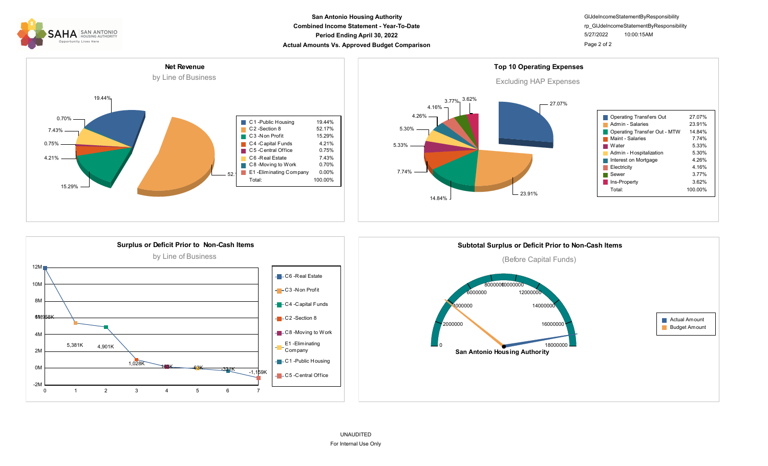**San Antonio Housing Authority**
**Combined Income Statement - Year-To-Date**
**Period Ending April 30, 2022**
**Actual Amounts Vs. Approved Budget Comparison**

GlJdeIncomeStatementByResponsibility
rp_GlJdeIncomeStatementByResponsibility
5/27/2022 10:00:15AM

## Net Revenue

by Line of Business

| Line of Business | % |
|---|---|
| C1 -Public Housing | 19.44% |
| C2 -Section 8 | 52.17% |
| C3 -Non Profit | 15.29% |
| C4 -Capital Funds | 4.21% |
| C5 -Central Office | 0.75% |
| C6 -Real Estate | 7.43% |
| C8 -Moving to Work | 0.70% |
| E1 -Eliminating Company | 0.00% |
| Total: | 100.00% |

## Top 10 Operating Expenses

Excluding HAP Expenses

| Expense | % |
|---|---|
| Operating Transfers Out | 27.07% |
| Admin - Salaries | 23.91% |
| Operating Transfer Out - MTW | 14.84% |
| Maint - Salaries | 7.74% |
| Water | 5.33% |
| Admin - Hospitalization | 5.30% |
| Interest on Mortgage | 4.26% |
| Electricity | 4.16% |
| Sewer | 3.77% |
| Ins-Property | 3.62% |
| Total: | 100.00% |

## Surplus or Deficit Prior to Non-Cash Items

by Line of Business

| Point | Line of Business | Value |
|---|---|---|
| 0 | C6 -Real Estate | 11,958K |
| 1 | C3 -Non Profit | 5,381K |
| 2 | C4 -Capital Funds | 4,901K |
| 3 | C2 -Section 8 | 1,028K |
| 4 | C8 -Moving to Work | 164K |
| 5 | E1 -Eliminating Company | 63K |
| 6 | C1 -Public Housing | -311K |
| 7 | C5 -Central Office | -1,159K |

## Subtotal Surplus or Deficit Prior to Non-Cash Items

(Before Capital Funds)

San Antonio Housing Authority

Gauge scale: 0, 2000000, 4000000, 6000000, 8000000, 10000000, 12000000, 14000000, 16000000, 18000000

Legend: Actual Amount, Budget Amount

UNAUDITED
For Internal Use Only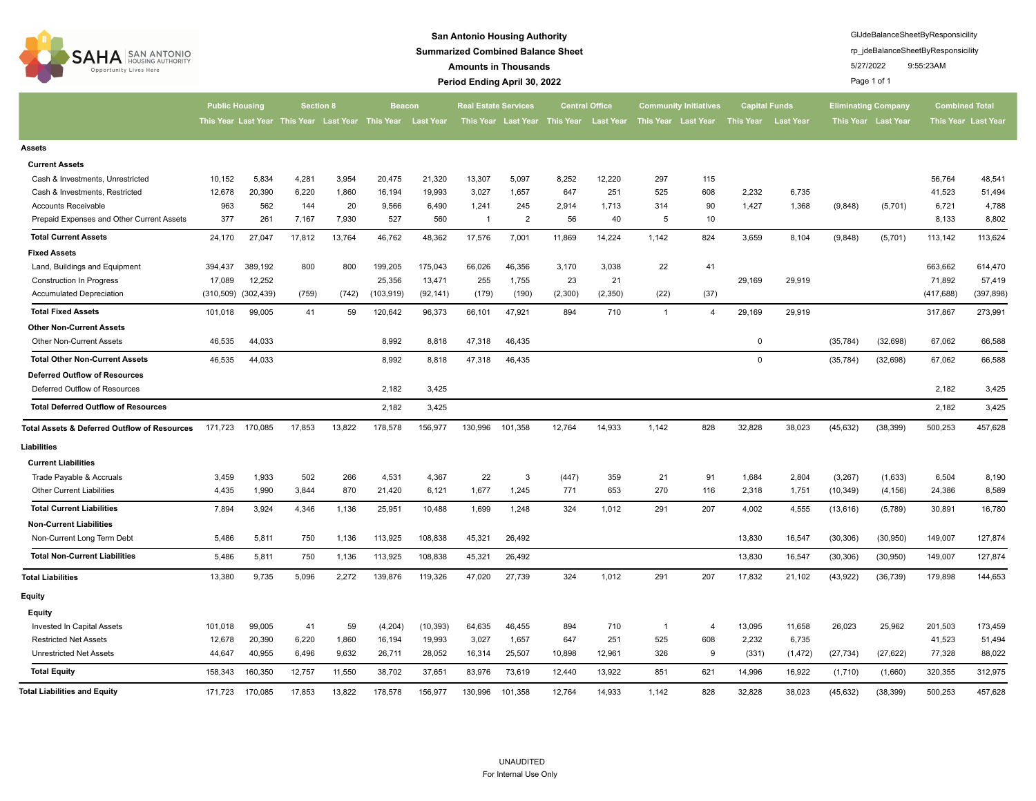**San Antonio Housing Authority**
**Summarized Combined Balance Sheet**
**Amounts in Thousands**
**Period Ending April 30, 2022**

GlJdeBalanceSheetByResponsicility
rp_jdeBalanceSheetByResponsicility
5/27/2022 9:55:23AM

| | Public Housing | | Section 8 | | Beacon | | Real Estate Services | | Central Office | | Community Initiatives | | Capital Funds | | Eliminating Company | | Combined Total | |
|---|---|---|---|---|---|---|---|---|---|---|---|---|---|---|---|---|---|---|
| | This Year | Last Year | This Year | Last Year | This Year | Last Year | This Year | Last Year | This Year | Last Year | This Year | Last Year | This Year | Last Year | This Year | Last Year | This Year | Last Year |
| **Assets** | | | | | | | | | | | | | | | | | | |
| **Current Assets** | | | | | | | | | | | | | | | | | | |
| Cash & Investments, Unrestricted | 10,152 | 5,834 | 4,281 | 3,954 | 20,475 | 21,320 | 13,307 | 5,097 | 8,252 | 12,220 | 297 | 115 | | | | | 56,764 | 48,541 |
| Cash & Investments, Restricted | 12,678 | 20,390 | 6,220 | 1,860 | 16,194 | 19,993 | 3,027 | 1,657 | 647 | 251 | 525 | 608 | 2,232 | 6,735 | | | 41,523 | 51,494 |
| Accounts Receivable | 963 | 562 | 144 | 20 | 9,566 | 6,490 | 1,241 | 245 | 2,914 | 1,713 | 314 | 90 | 1,427 | 1,368 | (9,848) | (5,701) | 6,721 | 4,788 |
| Prepaid Expenses and Other Current Assets | 377 | 261 | 7,167 | 7,930 | 527 | 560 | 1 | 2 | 56 | 40 | 5 | 10 | | | | | 8,133 | 8,802 |
| **Total Current Assets** | 24,170 | 27,047 | 17,812 | 13,764 | 46,762 | 48,362 | 17,576 | 7,001 | 11,869 | 14,224 | 1,142 | 824 | 3,659 | 8,104 | (9,848) | (5,701) | 113,142 | 113,624 |
| **Fixed Assets** | | | | | | | | | | | | | | | | | | |
| Land, Buildings and Equipment | 394,437 | 389,192 | 800 | 800 | 199,205 | 175,043 | 66,026 | 46,356 | 3,170 | 3,038 | 22 | 41 | | | | | 663,662 | 614,470 |
| Construction In Progress | 17,089 | 12,252 | | | 25,356 | 13,471 | 255 | 1,755 | 23 | 21 | | | 29,169 | 29,919 | | | 71,892 | 57,419 |
| Accumulated Depreciation | (310,509) | (302,439) | (759) | (742) | (103,919) | (92,141) | (179) | (190) | (2,300) | (2,350) | (22) | (37) | | | | | (417,688) | (397,898) |
| **Total Fixed Assets** | 101,018 | 99,005 | 41 | 59 | 120,642 | 96,373 | 66,101 | 47,921 | 894 | 710 | 1 | 4 | 29,169 | 29,919 | | | 317,867 | 273,991 |
| **Other Non-Current Assets** | | | | | | | | | | | | | | | | | | |
| Other Non-Current Assets | 46,535 | 44,033 | | | 8,992 | 8,818 | 47,318 | 46,435 | | | | | 0 | | (35,784) | (32,698) | 67,062 | 66,588 |
| **Total Other Non-Current Assets** | 46,535 | 44,033 | | | 8,992 | 8,818 | 47,318 | 46,435 | | | | | 0 | | (35,784) | (32,698) | 67,062 | 66,588 |
| **Deferred Outflow of Resources** | | | | | | | | | | | | | | | | | | |
| Deferred Outflow of Resources | | | | | 2,182 | 3,425 | | | | | | | | | | | 2,182 | 3,425 |
| **Total Deferred Outflow of Resources** | | | | | 2,182 | 3,425 | | | | | | | | | | | 2,182 | 3,425 |
| **Total Assets & Deferred Outflow of Resources** | 171,723 | 170,085 | 17,853 | 13,822 | 178,578 | 156,977 | 130,996 | 101,358 | 12,764 | 14,933 | 1,142 | 828 | 32,828 | 38,023 | (45,632) | (38,399) | 500,253 | 457,628 |
| **Liabilities** | | | | | | | | | | | | | | | | | | |
| **Current Liabilities** | | | | | | | | | | | | | | | | | | |
| Trade Payable & Accruals | 3,459 | 1,933 | 502 | 266 | 4,531 | 4,367 | 22 | 3 | (447) | 359 | 21 | 91 | 1,684 | 2,804 | (3,267) | (1,633) | 6,504 | 8,190 |
| Other Current Liabilities | 4,435 | 1,990 | 3,844 | 870 | 21,420 | 6,121 | 1,677 | 1,245 | 771 | 653 | 270 | 116 | 2,318 | 1,751 | (10,349) | (4,156) | 24,386 | 8,589 |
| **Total Current Liabilities** | 7,894 | 3,924 | 4,346 | 1,136 | 25,951 | 10,488 | 1,699 | 1,248 | 324 | 1,012 | 291 | 207 | 4,002 | 4,555 | (13,616) | (5,789) | 30,891 | 16,780 |
| **Non-Current Liabilities** | | | | | | | | | | | | | | | | | | |
| Non-Current Long Term Debt | 5,486 | 5,811 | 750 | 1,136 | 113,925 | 108,838 | 45,321 | 26,492 | | | | | 13,830 | 16,547 | (30,306) | (30,950) | 149,007 | 127,874 |
| **Total Non-Current Liabilities** | 5,486 | 5,811 | 750 | 1,136 | 113,925 | 108,838 | 45,321 | 26,492 | | | | | 13,830 | 16,547 | (30,306) | (30,950) | 149,007 | 127,874 |
| **Total Liabilities** | 13,380 | 9,735 | 5,096 | 2,272 | 139,876 | 119,326 | 47,020 | 27,739 | 324 | 1,012 | 291 | 207 | 17,832 | 21,102 | (43,922) | (36,739) | 179,898 | 144,653 |
| **Equity** | | | | | | | | | | | | | | | | | | |
| **Equity** | | | | | | | | | | | | | | | | | | |
| Invested In Capital Assets | 101,018 | 99,005 | 41 | 59 | (4,204) | (10,393) | 64,635 | 46,455 | 894 | 710 | 1 | 4 | 13,095 | 11,658 | 26,023 | 25,962 | 201,503 | 173,459 |
| Restricted Net Assets | 12,678 | 20,390 | 6,220 | 1,860 | 16,194 | 19,993 | 3,027 | 1,657 | 647 | 251 | 525 | 608 | 2,232 | 6,735 | | | 41,523 | 51,494 |
| Unrestricted Net Assets | 44,647 | 40,955 | 6,496 | 9,632 | 26,711 | 28,052 | 16,314 | 25,507 | 10,898 | 12,961 | 326 | 9 | (331) | (1,472) | (27,734) | (27,622) | 77,328 | 88,022 |
| **Total Equity** | 158,343 | 160,350 | 12,757 | 11,550 | 38,702 | 37,651 | 83,976 | 73,619 | 12,440 | 13,922 | 851 | 621 | 14,996 | 16,922 | (1,710) | (1,660) | 320,355 | 312,975 |
| **Total Liabilities and Equity** | 171,723 | 170,085 | 17,853 | 13,822 | 178,578 | 156,977 | 130,996 | 101,358 | 12,764 | 14,933 | 1,142 | 828 | 32,828 | 38,023 | (45,632) | (38,399) | 500,253 | 457,628 |

UNAUDITED
For Internal Use Only